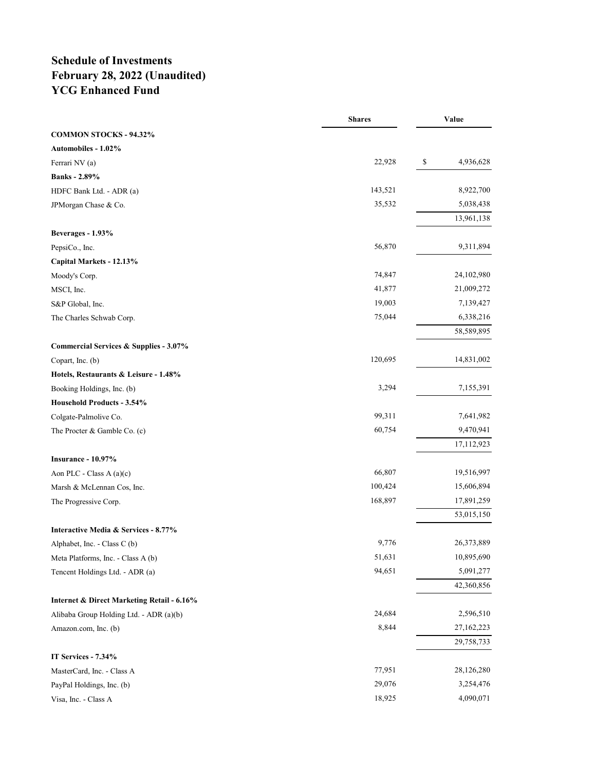# Schedule of Investments
# February 28, 2022 (Unaudited)
# YCG Enhanced Fund

| | Shares | Value |
|---|---|---|
| **COMMON STOCKS - 94.32%** | | |
| **Automobiles - 1.02%** | | |
| Ferrari NV (a) | 22,928 | $ 4,936,628 |
| **Banks - 2.89%** | | |
| HDFC Bank Ltd. - ADR (a) | 143,521 | 8,922,700 |
| JPMorgan Chase & Co. | 35,532 | 5,038,438 |
| | | 13,961,138 |
| **Beverages - 1.93%** | | |
| PepsiCo., Inc. | 56,870 | 9,311,894 |
| **Capital Markets - 12.13%** | | |
| Moody's Corp. | 74,847 | 24,102,980 |
| MSCI, Inc. | 41,877 | 21,009,272 |
| S&P Global, Inc. | 19,003 | 7,139,427 |
| The Charles Schwab Corp. | 75,044 | 6,338,216 |
| | | 58,589,895 |
| **Commercial Services & Supplies - 3.07%** | | |
| Copart, Inc. (b) | 120,695 | 14,831,002 |
| **Hotels, Restaurants & Leisure - 1.48%** | | |
| Booking Holdings, Inc. (b) | 3,294 | 7,155,391 |
| **Household Products - 3.54%** | | |
| Colgate-Palmolive Co. | 99,311 | 7,641,982 |
| The Procter & Gamble Co. (c) | 60,754 | 9,470,941 |
| | | 17,112,923 |
| **Insurance - 10.97%** | | |
| Aon PLC - Class A (a)(c) | 66,807 | 19,516,997 |
| Marsh & McLennan Cos, Inc. | 100,424 | 15,606,894 |
| The Progressive Corp. | 168,897 | 17,891,259 |
| | | 53,015,150 |
| **Interactive Media & Services - 8.77%** | | |
| Alphabet, Inc. - Class C (b) | 9,776 | 26,373,889 |
| Meta Platforms, Inc. - Class A (b) | 51,631 | 10,895,690 |
| Tencent Holdings Ltd. - ADR (a) | 94,651 | 5,091,277 |
| | | 42,360,856 |
| **Internet & Direct Marketing Retail - 6.16%** | | |
| Alibaba Group Holding Ltd. - ADR (a)(b) | 24,684 | 2,596,510 |
| Amazon.com, Inc. (b) | 8,844 | 27,162,223 |
| | | 29,758,733 |
| **IT Services - 7.34%** | | |
| MasterCard, Inc. - Class A | 77,951 | 28,126,280 |
| PayPal Holdings, Inc. (b) | 29,076 | 3,254,476 |
| Visa, Inc. - Class A | 18,925 | 4,090,071 |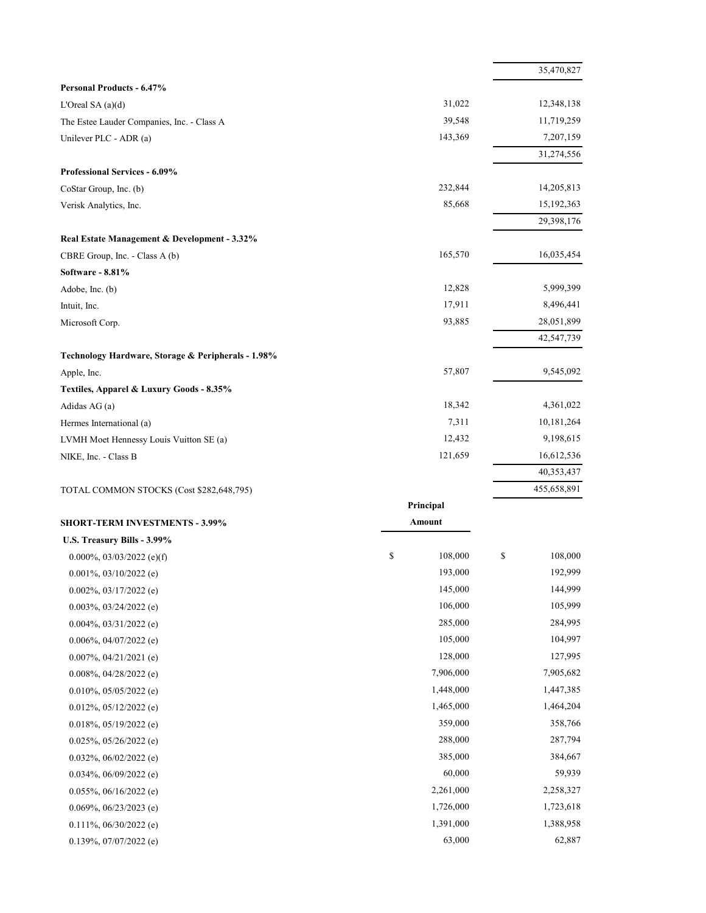| | | |
|---|---|---|
| | | 35,470,827 |
| **Personal Products - 6.47%** | | |
| L'Oreal SA (a)(d) | 31,022 | 12,348,138 |
| The Estee Lauder Companies, Inc. - Class A | 39,548 | 11,719,259 |
| Unilever PLC - ADR (a) | 143,369 | 7,207,159 |
| | | 31,274,556 |
| **Professional Services - 6.09%** | | |
| CoStar Group, Inc. (b) | 232,844 | 14,205,813 |
| Verisk Analytics, Inc. | 85,668 | 15,192,363 |
| | | 29,398,176 |
| **Real Estate Management & Development - 3.32%** | | |
| CBRE Group, Inc. - Class A (b) | 165,570 | 16,035,454 |
| **Software - 8.81%** | | |
| Adobe, Inc. (b) | 12,828 | 5,999,399 |
| Intuit, Inc. | 17,911 | 8,496,441 |
| Microsoft Corp. | 93,885 | 28,051,899 |
| | | 42,547,739 |
| **Technology Hardware, Storage & Peripherals - 1.98%** | | |
| Apple, Inc. | 57,807 | 9,545,092 |
| **Textiles, Apparel & Luxury Goods - 8.35%** | | |
| Adidas AG (a) | 18,342 | 4,361,022 |
| Hermes International (a) | 7,311 | 10,181,264 |
| LVMH Moet Hennessy Louis Vuitton SE (a) | 12,432 | 9,198,615 |
| NIKE, Inc. - Class B | 121,659 | 16,612,536 |
| | | 40,353,437 |
| TOTAL COMMON STOCKS (Cost $282,648,795) | | 455,658,891 |

| | Principal Amount | |
|---|---|---|
| **SHORT-TERM INVESTMENTS - 3.99%** | | |
| **U.S. Treasury Bills - 3.99%** | | |
| 0.000%, 03/03/2022 (e)(f) | $ 108,000 | $ 108,000 |
| 0.001%, 03/10/2022 (e) | 193,000 | 192,999 |
| 0.002%, 03/17/2022 (e) | 145,000 | 144,999 |
| 0.003%, 03/24/2022 (e) | 106,000 | 105,999 |
| 0.004%, 03/31/2022 (e) | 285,000 | 284,995 |
| 0.006%, 04/07/2022 (e) | 105,000 | 104,997 |
| 0.007%, 04/21/2021 (e) | 128,000 | 127,995 |
| 0.008%, 04/28/2022 (e) | 7,906,000 | 7,905,682 |
| 0.010%, 05/05/2022 (e) | 1,448,000 | 1,447,385 |
| 0.012%, 05/12/2022 (e) | 1,465,000 | 1,464,204 |
| 0.018%, 05/19/2022 (e) | 359,000 | 358,766 |
| 0.025%, 05/26/2022 (e) | 288,000 | 287,794 |
| 0.032%, 06/02/2022 (e) | 385,000 | 384,667 |
| 0.034%, 06/09/2022 (e) | 60,000 | 59,939 |
| 0.055%, 06/16/2022 (e) | 2,261,000 | 2,258,327 |
| 0.069%, 06/23/2023 (e) | 1,726,000 | 1,723,618 |
| 0.111%, 06/30/2022 (e) | 1,391,000 | 1,388,958 |
| 0.139%, 07/07/2022 (e) | 63,000 | 62,887 |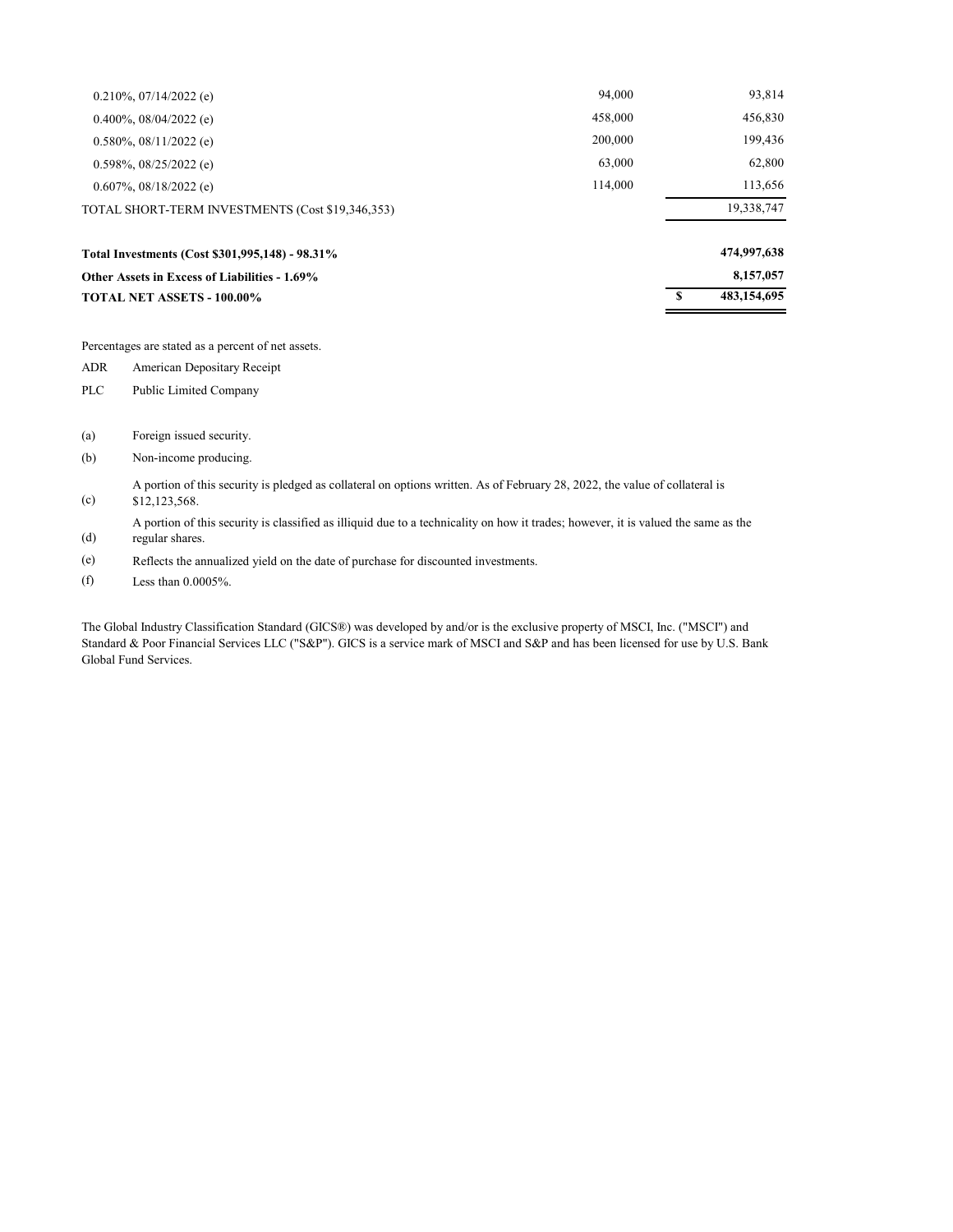| | | |
|---|---|---|
| 0.210%, 07/14/2022 (e) | 94,000 | 93,814 |
| 0.400%, 08/04/2022 (e) | 458,000 | 456,830 |
| 0.580%, 08/11/2022 (e) | 200,000 | 199,436 |
| 0.598%, 08/25/2022 (e) | 63,000 | 62,800 |
| 0.607%, 08/18/2022 (e) | 114,000 | 113,656 |
| TOTAL SHORT-TERM INVESTMENTS (Cost $19,346,353) | | 19,338,747 |
| | | |
| **Total Investments (Cost $301,995,148) - 98.31%** | | **474,997,638** |
| **Other Assets in Excess of Liabilities - 1.69%** | | **8,157,057** |
| **TOTAL NET ASSETS - 100.00%** | | **$ 483,154,695** |

Percentages are stated as a percent of net assets.

ADR American Depositary Receipt

PLC Public Limited Company

(a) Foreign issued security.

(b) Non-income producing.

(c) A portion of this security is pledged as collateral on options written. As of February 28, 2022, the value of collateral is $12,123,568.

(d) A portion of this security is classified as illiquid due to a technicality on how it trades; however, it is valued the same as the regular shares.

(e) Reflects the annualized yield on the date of purchase for discounted investments.

(f) Less than 0.0005%.

The Global Industry Classification Standard (GICS®) was developed by and/or is the exclusive property of MSCI, Inc. ("MSCI") and Standard & Poor Financial Services LLC ("S&P"). GICS is a service mark of MSCI and S&P and has been licensed for use by U.S. Bank Global Fund Services.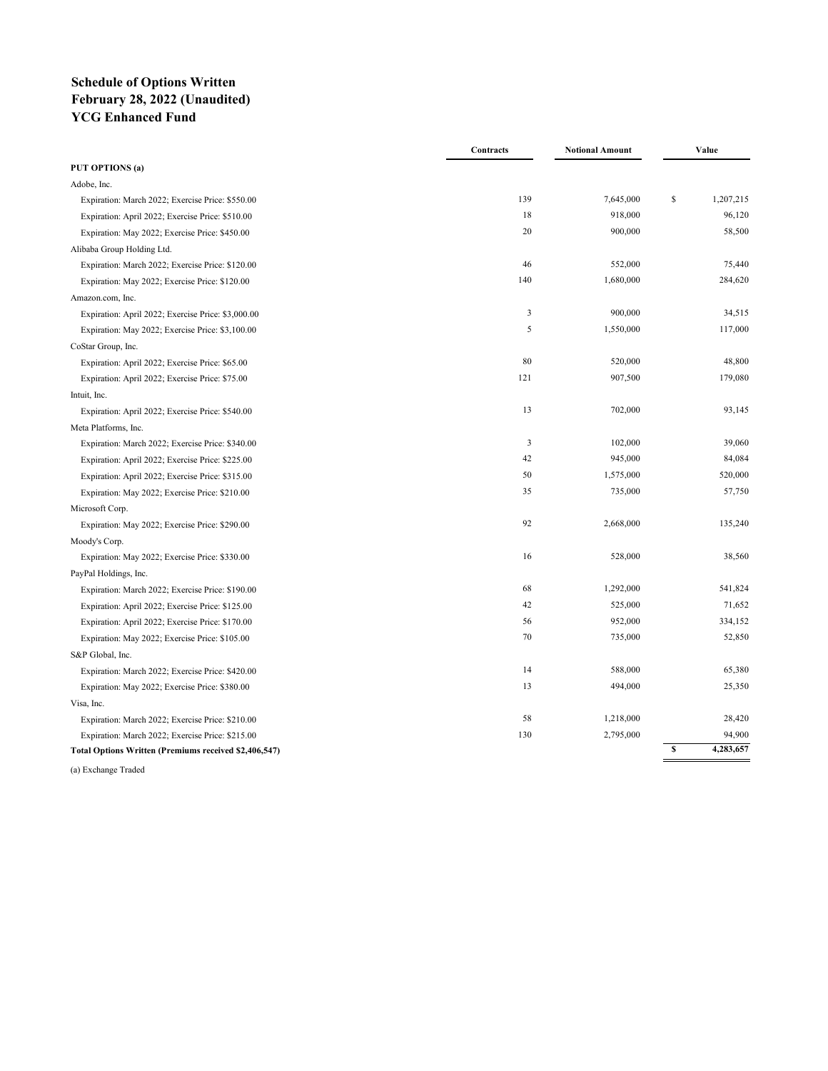**Schedule of Options Written**
**February 28, 2022 (Unaudited)**
**YCG Enhanced Fund**

| | Contracts | Notional Amount | Value |
|---|---|---|---|
| **PUT OPTIONS (a)** | | | |
| Adobe, Inc. | | | |
| Expiration: March 2022; Exercise Price: $550.00 | 139 | 7,645,000 | $ 1,207,215 |
| Expiration: April 2022; Exercise Price: $510.00 | 18 | 918,000 | 96,120 |
| Expiration: May 2022; Exercise Price: $450.00 | 20 | 900,000 | 58,500 |
| Alibaba Group Holding Ltd. | | | |
| Expiration: March 2022; Exercise Price: $120.00 | 46 | 552,000 | 75,440 |
| Expiration: May 2022; Exercise Price: $120.00 | 140 | 1,680,000 | 284,620 |
| Amazon.com, Inc. | | | |
| Expiration: April 2022; Exercise Price: $3,000.00 | 3 | 900,000 | 34,515 |
| Expiration: May 2022; Exercise Price: $3,100.00 | 5 | 1,550,000 | 117,000 |
| CoStar Group, Inc. | | | |
| Expiration: April 2022; Exercise Price: $65.00 | 80 | 520,000 | 48,800 |
| Expiration: April 2022; Exercise Price: $75.00 | 121 | 907,500 | 179,080 |
| Intuit, Inc. | | | |
| Expiration: April 2022; Exercise Price: $540.00 | 13 | 702,000 | 93,145 |
| Meta Platforms, Inc. | | | |
| Expiration: March 2022; Exercise Price: $340.00 | 3 | 102,000 | 39,060 |
| Expiration: April 2022; Exercise Price: $225.00 | 42 | 945,000 | 84,084 |
| Expiration: April 2022; Exercise Price: $315.00 | 50 | 1,575,000 | 520,000 |
| Expiration: May 2022; Exercise Price: $210.00 | 35 | 735,000 | 57,750 |
| Microsoft Corp. | | | |
| Expiration: May 2022; Exercise Price: $290.00 | 92 | 2,668,000 | 135,240 |
| Moody's Corp. | | | |
| Expiration: May 2022; Exercise Price: $330.00 | 16 | 528,000 | 38,560 |
| PayPal Holdings, Inc. | | | |
| Expiration: March 2022; Exercise Price: $190.00 | 68 | 1,292,000 | 541,824 |
| Expiration: April 2022; Exercise Price: $125.00 | 42 | 525,000 | 71,652 |
| Expiration: April 2022; Exercise Price: $170.00 | 56 | 952,000 | 334,152 |
| Expiration: May 2022; Exercise Price: $105.00 | 70 | 735,000 | 52,850 |
| S&P Global, Inc. | | | |
| Expiration: March 2022; Exercise Price: $420.00 | 14 | 588,000 | 65,380 |
| Expiration: May 2022; Exercise Price: $380.00 | 13 | 494,000 | 25,350 |
| Visa, Inc. | | | |
| Expiration: March 2022; Exercise Price: $210.00 | 58 | 1,218,000 | 28,420 |
| Expiration: March 2022; Exercise Price: $215.00 | 130 | 2,795,000 | 94,900 |
| **Total Options Written (Premiums received $2,406,547)** | | | **$ 4,283,657** |

(a) Exchange Traded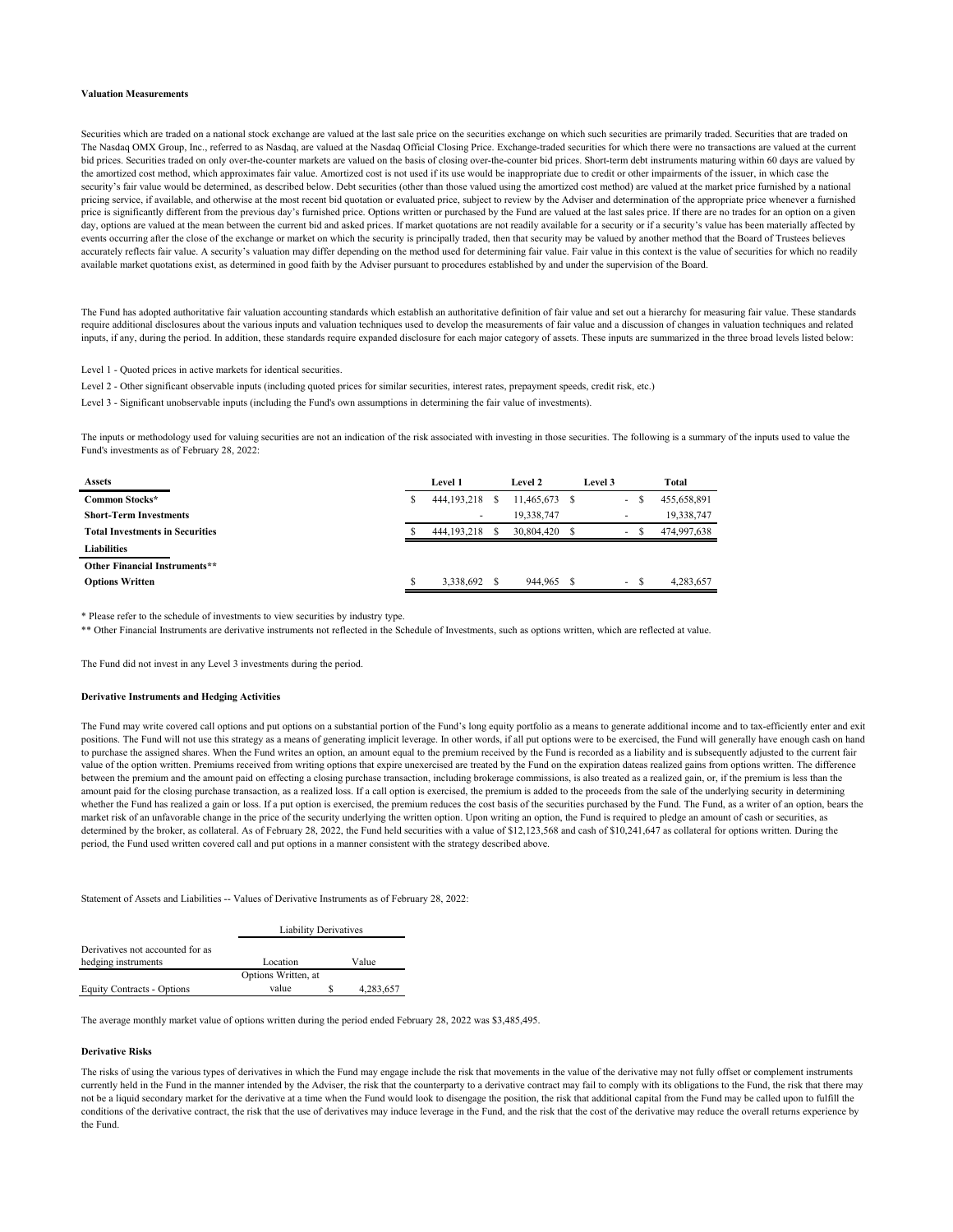**Valuation Measurements**

Securities which are traded on a national stock exchange are valued at the last sale price on the securities exchange on which such securities are primarily traded. Securities that are traded on The Nasdaq OMX Group, Inc., referred to as Nasdaq, are valued at the Nasdaq Official Closing Price. Exchange-traded securities for which there were no transactions are valued at the current bid prices. Securities traded on only over-the-counter markets are valued on the basis of closing over-the-counter bid prices. Short-term debt instruments maturing within 60 days are valued by the amortized cost method, which approximates fair value. Amortized cost is not used if its use would be inappropriate due to credit or other impairments of the issuer, in which case the security's fair value would be determined, as described below. Debt securities (other than those valued using the amortized cost method) are valued at the market price furnished by a national pricing service, if available, and otherwise at the most recent bid quotation or evaluated price, subject to review by the Adviser and determination of the appropriate price whenever a furnished price is significantly different from the previous day's furnished price. Options written or purchased by the Fund are valued at the last sales price. If there are no trades for an option on a given day, options are valued at the mean between the current bid and asked prices. If market quotations are not readily available for a security or if a security's value has been materially affected by events occurring after the close of the exchange or market on which the security is principally traded, then that security may be valued by another method that the Board of Trustees believes accurately reflects fair value. A security's valuation may differ depending on the method used for determining fair value. Fair value in this context is the value of securities for which no readily available market quotations exist, as determined in good faith by the Adviser pursuant to procedures established by and under the supervision of the Board.

The Fund has adopted authoritative fair valuation accounting standards which establish an authoritative definition of fair value and set out a hierarchy for measuring fair value. These standards require additional disclosures about the various inputs and valuation techniques used to develop the measurements of fair value and a discussion of changes in valuation techniques and related inputs, if any, during the period. In addition, these standards require expanded disclosure for each major category of assets. These inputs are summarized in the three broad levels listed below:

Level 1 - Quoted prices in active markets for identical securities.

Level 2 - Other significant observable inputs (including quoted prices for similar securities, interest rates, prepayment speeds, credit risk, etc.)

Level 3 - Significant unobservable inputs (including the Fund's own assumptions in determining the fair value of investments).

The inputs or methodology used for valuing securities are not an indication of the risk associated with investing in those securities. The following is a summary of the inputs used to value the Fund's investments as of February 28, 2022:

| Assets | Level 1 | Level 2 | Level 3 | Total |
|---|---|---|---|---|
| **Common Stocks*** | $ 444,193,218 | $ 11,465,673 | $ - | $ 455,658,891 |
| **Short-Term Investments** | - | 19,338,747 | - | 19,338,747 |
| **Total Investments in Securities** | $ 444,193,218 | $ 30,804,420 | $ - | $ 474,997,638 |
| **Liabilities** | | | | |
| **Other Financial Instruments**** | | | | |
| **Options Written** | $ 3,338,692 | $ 944,965 | $ - | $ 4,283,657 |

* Please refer to the schedule of investments to view securities by industry type.

** Other Financial Instruments are derivative instruments not reflected in the Schedule of Investments, such as options written, which are reflected at value.

The Fund did not invest in any Level 3 investments during the period.

**Derivative Instruments and Hedging Activities**

The Fund may write covered call options and put options on a substantial portion of the Fund's long equity portfolio as a means to generate additional income and to tax-efficiently enter and exit positions. The Fund will not use this strategy as a means of generating implicit leverage. In other words, if all put options were to be exercised, the Fund will generally have enough cash on hand to purchase the assigned shares. When the Fund writes an option, an amount equal to the premium received by the Fund is recorded as a liability and is subsequently adjusted to the current fair value of the option written. Premiums received from writing options that expire unexercised are treated by the Fund on the expiration dateas realized gains from options written. The difference between the premium and the amount paid on effecting a closing purchase transaction, including brokerage commissions, is also treated as a realized gain, or, if the premium is less than the amount paid for the closing purchase transaction, as a realized loss. If a call option is exercised, the premium is added to the proceeds from the sale of the underlying security in determining whether the Fund has realized a gain or loss. If a put option is exercised, the premium reduces the cost basis of the securities purchased by the Fund. The Fund, as a writer of an option, bears the market risk of an unfavorable change in the price of the security underlying the written option. Upon writing an option, the Fund is required to pledge an amount of cash or securities, as determined by the broker, as collateral. As of February 28, 2022, the Fund held securities with a value of $12,123,568 and cash of $10,241,647 as collateral for options written. During the period, the Fund used written covered call and put options in a manner consistent with the strategy described above.

Statement of Assets and Liabilities -- Values of Derivative Instruments as of February 28, 2022:

| | Liability Derivatives | |
|---|---|---|
| Derivatives not accounted for as hedging instruments | Location | Value |
| Equity Contracts - Options | Options Written, at value | $ 4,283,657 |

The average monthly market value of options written during the period ended February 28, 2022 was $3,485,495.

**Derivative Risks**

The risks of using the various types of derivatives in which the Fund may engage include the risk that movements in the value of the derivative may not fully offset or complement instruments currently held in the Fund in the manner intended by the Adviser, the risk that the counterparty to a derivative contract may fail to comply with its obligations to the Fund, the risk that there may not be a liquid secondary market for the derivative at a time when the Fund would look to disengage the position, the risk that additional capital from the Fund may be called upon to fulfill the conditions of the derivative contract, the risk that the use of derivatives may induce leverage in the Fund, and the risk that the cost of the derivative may reduce the overall returns experience by the Fund.